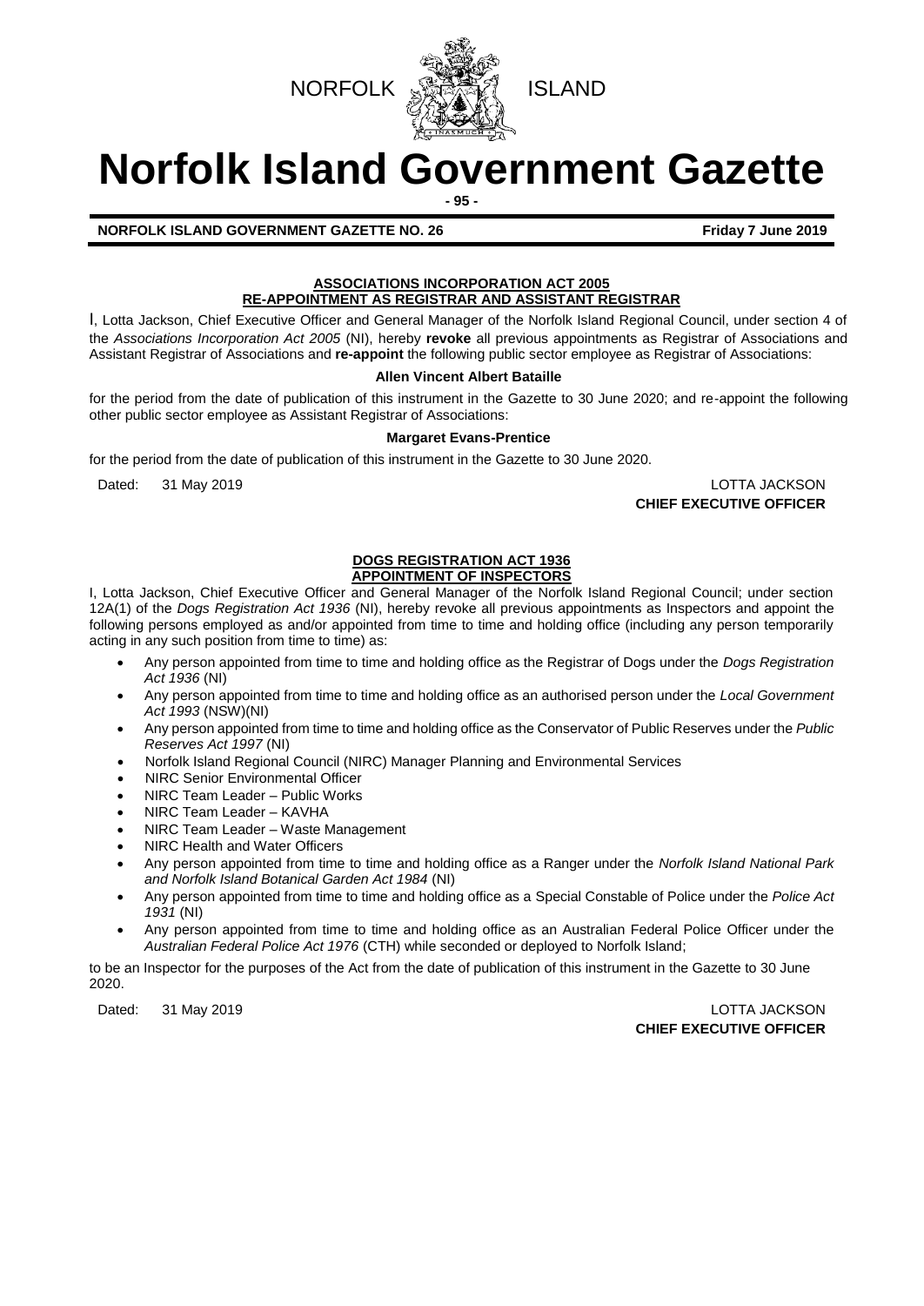NORFOLK ISLAND

# Norfolk Island Government Gazette

**NORFOLK ISLAND GOVERNMENT GAZETTE NO. 26** **Friday 7 June 2019**

## ASSOCIATIONS INCORPORATION ACT 2005
## RE-APPOINTMENT AS REGISTRAR AND ASSISTANT REGISTRAR

I, Lotta Jackson, Chief Executive Officer and General Manager of the Norfolk Island Regional Council, under section 4 of the *Associations Incorporation Act 2005* (NI), hereby **revoke** all previous appointments as Registrar of Associations and Assistant Registrar of Associations and **re-appoint** the following public sector employee as Registrar of Associations:

**Allen Vincent Albert Bataille**

for the period from the date of publication of this instrument in the Gazette to 30 June 2020; and re-appoint the following other public sector employee as Assistant Registrar of Associations:

**Margaret Evans-Prentice**

for the period from the date of publication of this instrument in the Gazette to 30 June 2020.

Dated: 31 May 2019

LOTTA JACKSON
**CHIEF EXECUTIVE OFFICER**

## DOGS REGISTRATION ACT 1936
## APPOINTMENT OF INSPECTORS

I, Lotta Jackson, Chief Executive Officer and General Manager of the Norfolk Island Regional Council; under section 12A(1) of the *Dogs Registration Act 1936* (NI), hereby revoke all previous appointments as Inspectors and appoint the following persons employed as and/or appointed from time to time and holding office (including any person temporarily acting in any such position from time to time) as:

- Any person appointed from time to time and holding office as the Registrar of Dogs under the *Dogs Registration Act 1936* (NI)
- Any person appointed from time to time and holding office as an authorised person under the *Local Government Act 1993* (NSW)(NI)
- Any person appointed from time to time and holding office as the Conservator of Public Reserves under the *Public Reserves Act 1997* (NI)
- Norfolk Island Regional Council (NIRC) Manager Planning and Environmental Services
- NIRC Senior Environmental Officer
- NIRC Team Leader – Public Works
- NIRC Team Leader – KAVHA
- NIRC Team Leader – Waste Management
- NIRC Health and Water Officers
- Any person appointed from time to time and holding office as a Ranger under the *Norfolk Island National Park and Norfolk Island Botanical Garden Act 1984* (NI)
- Any person appointed from time to time and holding office as a Special Constable of Police under the *Police Act 1931* (NI)
- Any person appointed from time to time and holding office as an Australian Federal Police Officer under the *Australian Federal Police Act 1976* (CTH) while seconded or deployed to Norfolk Island;

to be an Inspector for the purposes of the Act from the date of publication of this instrument in the Gazette to 30 June 2020.

Dated: 31 May 2019

LOTTA JACKSON
**CHIEF EXECUTIVE OFFICER**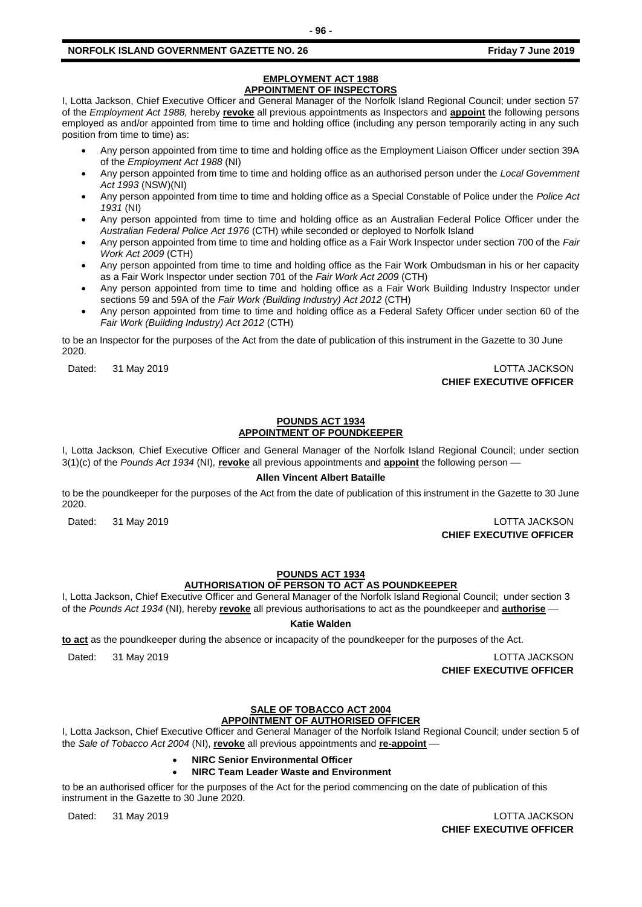## EMPLOYMENT ACT 1988
## APPOINTMENT OF INSPECTORS

I, Lotta Jackson, Chief Executive Officer and General Manager of the Norfolk Island Regional Council; under section 57 of the *Employment Act 1988,* hereby **revoke** all previous appointments as Inspectors and **appoint** the following persons employed as and/or appointed from time to time and holding office (including any person temporarily acting in any such position from time to time) as:

- Any person appointed from time to time and holding office as the Employment Liaison Officer under section 39A of the *Employment Act 1988* (NI)
- Any person appointed from time to time and holding office as an authorised person under the *Local Government Act 1993* (NSW)(NI)
- Any person appointed from time to time and holding office as a Special Constable of Police under the *Police Act 1931* (NI)
- Any person appointed from time to time and holding office as an Australian Federal Police Officer under the *Australian Federal Police Act 1976* (CTH) while seconded or deployed to Norfolk Island
- Any person appointed from time to time and holding office as a Fair Work Inspector under section 700 of the *Fair Work Act 2009* (CTH)
- Any person appointed from time to time and holding office as the Fair Work Ombudsman in his or her capacity as a Fair Work Inspector under section 701 of the *Fair Work Act 2009* (CTH)
- Any person appointed from time to time and holding office as a Fair Work Building Industry Inspector under sections 59 and 59A of the *Fair Work (Building Industry) Act 2012* (CTH)
- Any person appointed from time to time and holding office as a Federal Safety Officer under section 60 of the *Fair Work (Building Industry) Act 2012* (CTH)

to be an Inspector for the purposes of the Act from the date of publication of this instrument in the Gazette to 30 June 2020.

Dated: 31 May 2019

LOTTA JACKSON
**CHIEF EXECUTIVE OFFICER**

## POUNDS ACT 1934
## APPOINTMENT OF POUNDKEEPER

I, Lotta Jackson, Chief Executive Officer and General Manager of the Norfolk Island Regional Council; under section 3(1)(c) of the *Pounds Act 1934* (NI)*,* **revoke** all previous appointments and **appoint** the following person —

**Allen Vincent Albert Bataille**

to be the poundkeeper for the purposes of the Act from the date of publication of this instrument in the Gazette to 30 June 2020.

Dated: 31 May 2019

LOTTA JACKSON
**CHIEF EXECUTIVE OFFICER**

## POUNDS ACT 1934
## AUTHORISATION OF PERSON TO ACT AS POUNDKEEPER

I, Lotta Jackson, Chief Executive Officer and General Manager of the Norfolk Island Regional Council; under section 3 of the *Pounds Act 1934* (NI), hereby **revoke** all previous authorisations to act as the poundkeeper and **authorise** —

**Katie Walden**

**to act** as the poundkeeper during the absence or incapacity of the poundkeeper for the purposes of the Act.

Dated: 31 May 2019

LOTTA JACKSON
**CHIEF EXECUTIVE OFFICER**

## SALE OF TOBACCO ACT 2004
## APPOINTMENT OF AUTHORISED OFFICER

I, Lotta Jackson, Chief Executive Officer and General Manager of the Norfolk Island Regional Council; under section 5 of the *Sale of Tobacco Act 2004* (NI), **revoke** all previous appointments and **re-appoint** —

- **NIRC Senior Environmental Officer**
- **NIRC Team Leader Waste and Environment**

to be an authorised officer for the purposes of the Act for the period commencing on the date of publication of this instrument in the Gazette to 30 June 2020.

Dated: 31 May 2019

LOTTA JACKSON
**CHIEF EXECUTIVE OFFICER**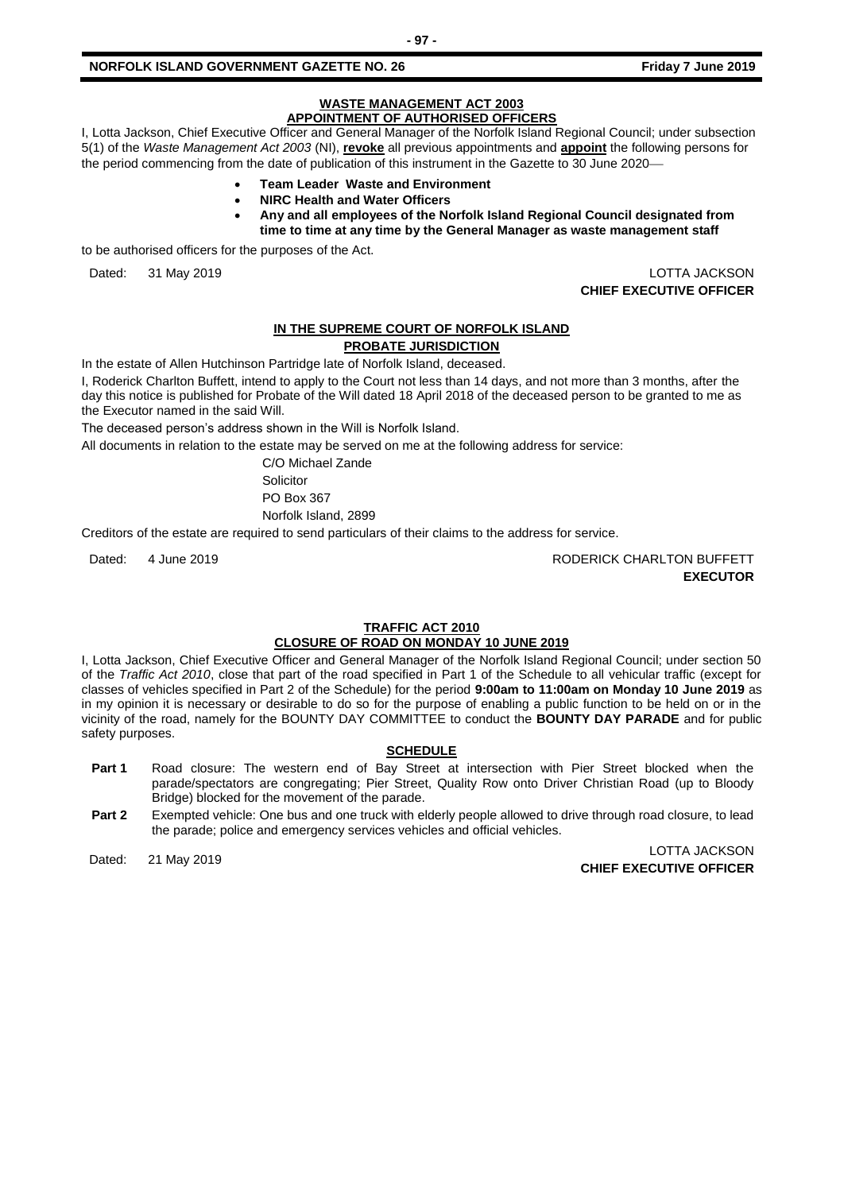## WASTE MANAGEMENT ACT 2003
## APPOINTMENT OF AUTHORISED OFFICERS

I, Lotta Jackson, Chief Executive Officer and General Manager of the Norfolk Island Regional Council; under subsection 5(1) of the *Waste Management Act 2003* (NI), **revoke** all previous appointments and **appoint** the following persons for the period commencing from the date of publication of this instrument in the Gazette to 30 June 2020—

- **Team Leader Waste and Environment**
- **NIRC Health and Water Officers**
- **Any and all employees of the Norfolk Island Regional Council designated from time to time at any time by the General Manager as waste management staff**

to be authorised officers for the purposes of the Act.

Dated: 31 May 2019

LOTTA JACKSON
**CHIEF EXECUTIVE OFFICER**

## IN THE SUPREME COURT OF NORFOLK ISLAND
## PROBATE JURISDICTION

In the estate of Allen Hutchinson Partridge late of Norfolk Island, deceased.

I, Roderick Charlton Buffett, intend to apply to the Court not less than 14 days, and not more than 3 months, after the day this notice is published for Probate of the Will dated 18 April 2018 of the deceased person to be granted to me as the Executor named in the said Will.

The deceased person's address shown in the Will is Norfolk Island.

All documents in relation to the estate may be served on me at the following address for service:

C/O Michael Zande
Solicitor
PO Box 367
Norfolk Island, 2899

Creditors of the estate are required to send particulars of their claims to the address for service.

Dated: 4 June 2019

RODERICK CHARLTON BUFFETT
**EXECUTOR**

## TRAFFIC ACT 2010
## CLOSURE OF ROAD ON MONDAY 10 JUNE 2019

I, Lotta Jackson, Chief Executive Officer and General Manager of the Norfolk Island Regional Council; under section 50 of the *Traffic Act 2010*, close that part of the road specified in Part 1 of the Schedule to all vehicular traffic (except for classes of vehicles specified in Part 2 of the Schedule) for the period **9:00am to 11:00am on Monday 10 June 2019** as in my opinion it is necessary or desirable to do so for the purpose of enabling a public function to be held on or in the vicinity of the road, namely for the BOUNTY DAY COMMITTEE to conduct the **BOUNTY DAY PARADE** and for public safety purposes.

### SCHEDULE

**Part 1** Road closure: The western end of Bay Street at intersection with Pier Street blocked when the parade/spectators are congregating; Pier Street, Quality Row onto Driver Christian Road (up to Bloody Bridge) blocked for the movement of the parade.

**Part 2** Exempted vehicle: One bus and one truck with elderly people allowed to drive through road closure, to lead the parade; police and emergency services vehicles and official vehicles.

Dated: 21 May 2019

LOTTA JACKSON
**CHIEF EXECUTIVE OFFICER**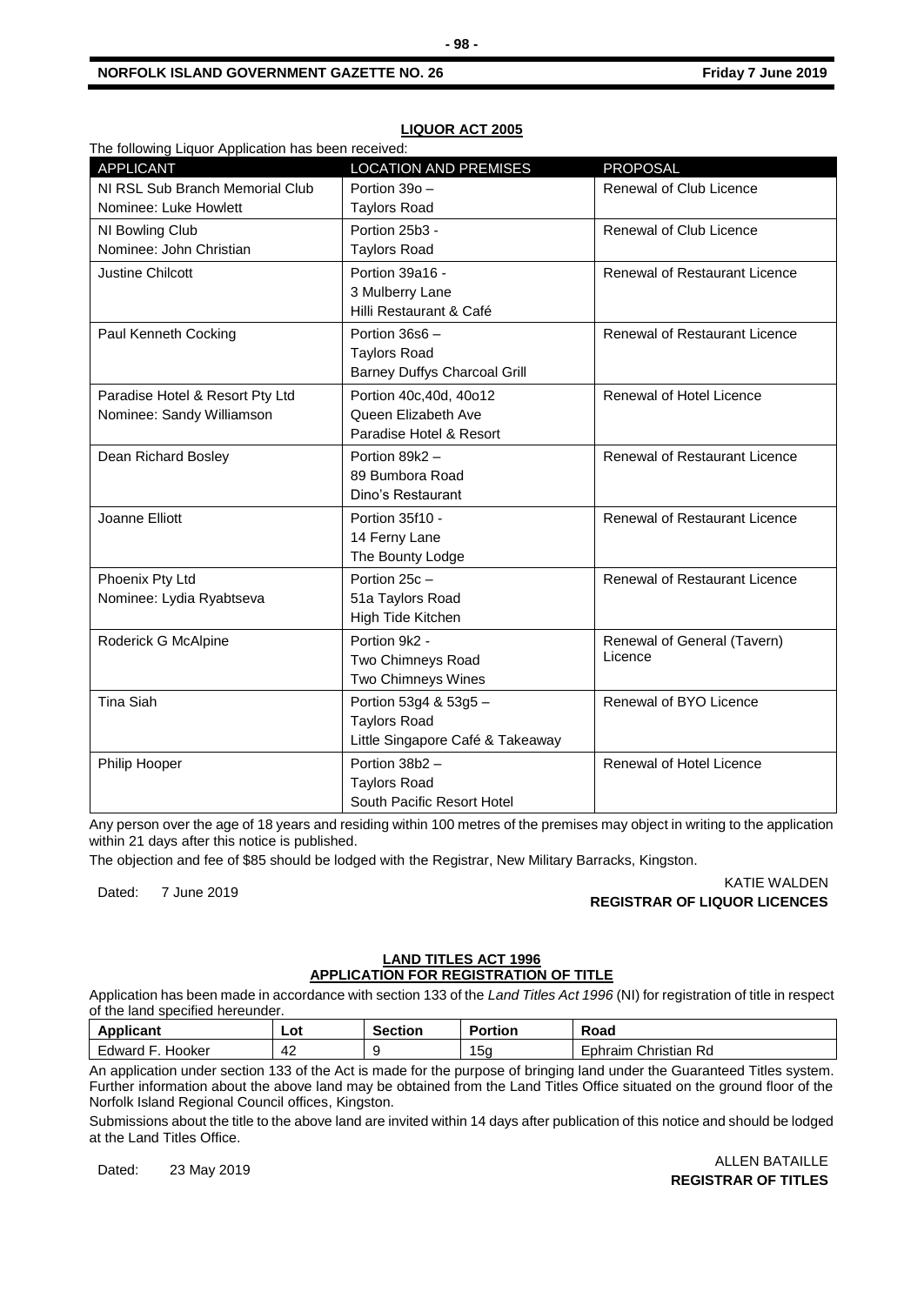## LIQUOR ACT 2005

The following Liquor Application has been received:

| APPLICANT | LOCATION AND PREMISES | PROPOSAL |
|---|---|---|
| NI RSL Sub Branch Memorial Club<br>Nominee: Luke Howlett | Portion 39o –<br>Taylors Road | Renewal of Club Licence |
| NI Bowling Club<br>Nominee: John Christian | Portion 25b3 -<br>Taylors Road | Renewal of Club Licence |
| Justine Chilcott | Portion 39a16 -<br>3 Mulberry Lane<br>Hilli Restaurant & Café | Renewal of Restaurant Licence |
| Paul Kenneth Cocking | Portion 36s6 –<br>Taylors Road<br>Barney Duffys Charcoal Grill | Renewal of Restaurant Licence |
| Paradise Hotel & Resort Pty Ltd<br>Nominee: Sandy Williamson | Portion 40c,40d, 40o12<br>Queen Elizabeth Ave<br>Paradise Hotel & Resort | Renewal of Hotel Licence |
| Dean Richard Bosley | Portion 89k2 –<br>89 Bumbora Road<br>Dino's Restaurant | Renewal of Restaurant Licence |
| Joanne Elliott | Portion 35f10 -<br>14 Ferny Lane<br>The Bounty Lodge | Renewal of Restaurant Licence |
| Phoenix Pty Ltd<br>Nominee: Lydia Ryabtseva | Portion 25c –<br>51a Taylors Road<br>High Tide Kitchen | Renewal of Restaurant Licence |
| Roderick G McAlpine | Portion 9k2 -<br>Two Chimneys Road<br>Two Chimneys Wines | Renewal of General (Tavern) Licence |
| Tina Siah | Portion 53g4 & 53g5 –<br>Taylors Road<br>Little Singapore Café & Takeaway | Renewal of BYO Licence |
| Philip Hooper | Portion 38b2 –<br>Taylors Road<br>South Pacific Resort Hotel | Renewal of Hotel Licence |

Any person over the age of 18 years and residing within 100 metres of the premises may object in writing to the application within 21 days after this notice is published.

The objection and fee of $85 should be lodged with the Registrar, New Military Barracks, Kingston.

Dated: 7 June 2019

KATIE WALDEN
**REGISTRAR OF LIQUOR LICENCES**

## LAND TITLES ACT 1996
## APPLICATION FOR REGISTRATION OF TITLE

Application has been made in accordance with section 133 of the *Land Titles Act 1996* (NI) for registration of title in respect of the land specified hereunder.

| Applicant | Lot | Section | Portion | Road |
|---|---|---|---|---|
| Edward F. Hooker | 42 | 9 | 15g | Ephraim Christian Rd |

An application under section 133 of the Act is made for the purpose of bringing land under the Guaranteed Titles system. Further information about the above land may be obtained from the Land Titles Office situated on the ground floor of the Norfolk Island Regional Council offices, Kingston.

Submissions about the title to the above land are invited within 14 days after publication of this notice and should be lodged at the Land Titles Office.

Dated: 23 May 2019

ALLEN BATAILLE
**REGISTRAR OF TITLES**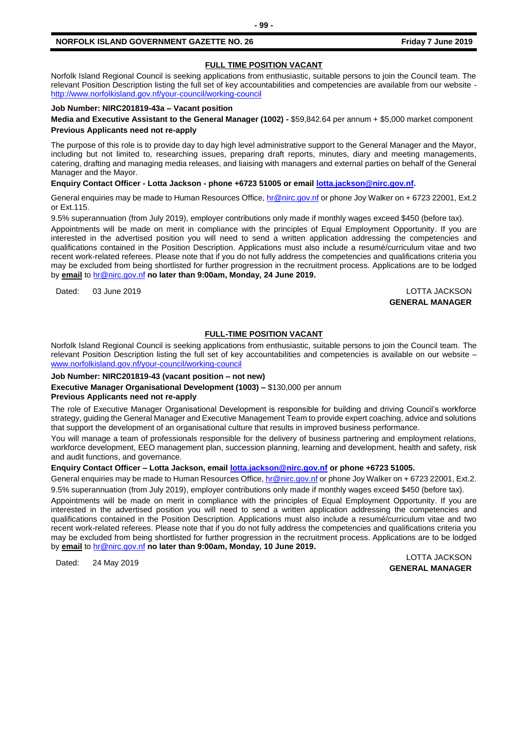## FULL TIME POSITION VACANT

Norfolk Island Regional Council is seeking applications from enthusiastic, suitable persons to join the Council team. The relevant Position Description listing the full set of key accountabilities and competencies are available from our website - http://www.norfolkisland.gov.nf/your-council/working-council

**Job Number: NIRC201819-43a – Vacant position**

**Media and Executive Assistant to the General Manager (1002) -** $59,842.64 per annum + $5,000 market component

**Previous Applicants need not re-apply**

The purpose of this role is to provide day to day high level administrative support to the General Manager and the Mayor, including but not limited to, researching issues, preparing draft reports, minutes, diary and meeting managements, catering, drafting and managing media releases, and liaising with managers and external parties on behalf of the General Manager and the Mayor.

**Enquiry Contact Officer - Lotta Jackson - phone +6723 51005 or email lotta.jackson@nirc.gov.nf.**

General enquiries may be made to Human Resources Office, hr@nirc.gov.nf or phone Joy Walker on + 6723 22001, Ext.2 or Ext.115.

9.5% superannuation (from July 2019), employer contributions only made if monthly wages exceed $450 (before tax).

Appointments will be made on merit in compliance with the principles of Equal Employment Opportunity. If you are interested in the advertised position you will need to send a written application addressing the competencies and qualifications contained in the Position Description. Applications must also include a resumé/curriculum vitae and two recent work-related referees. Please note that if you do not fully address the competencies and qualifications criteria you may be excluded from being shortlisted for further progression in the recruitment process. Applications are to be lodged by **email** to hr@nirc.gov.nf **no later than 9:00am, Monday, 24 June 2019.**

Dated: 03 June 2019

LOTTA JACKSON
**GENERAL MANAGER**

## FULL-TIME POSITION VACANT

Norfolk Island Regional Council is seeking applications from enthusiastic, suitable persons to join the Council team. The relevant Position Description listing the full set of key accountabilities and competencies is available on our website – www.norfolkisland.gov.nf/your-council/working-council

**Job Number: NIRC201819-43 (vacant position – not new)**

**Executive Manager Organisational Development (1003) –** $130,000 per annum

**Previous Applicants need not re-apply**

The role of Executive Manager Organisational Development is responsible for building and driving Council's workforce strategy, guiding the General Manager and Executive Management Team to provide expert coaching, advice and solutions that support the development of an organisational culture that results in improved business performance.

You will manage a team of professionals responsible for the delivery of business partnering and employment relations, workforce development, EEO management plan, succession planning, learning and development, health and safety, risk and audit functions, and governance.

**Enquiry Contact Officer – Lotta Jackson, email lotta.jackson@nirc.gov.nf or phone +6723 51005.**

General enquiries may be made to Human Resources Office, hr@nirc.gov.nf or phone Joy Walker on + 6723 22001, Ext.2.

9.5% superannuation (from July 2019), employer contributions only made if monthly wages exceed $450 (before tax).

Appointments will be made on merit in compliance with the principles of Equal Employment Opportunity. If you are interested in the advertised position you will need to send a written application addressing the competencies and qualifications contained in the Position Description. Applications must also include a resumé/curriculum vitae and two recent work-related referees. Please note that if you do not fully address the competencies and qualifications criteria you may be excluded from being shortlisted for further progression in the recruitment process. Applications are to be lodged by **email** to hr@nirc.gov.nf **no later than 9:00am, Monday, 10 June 2019.**

Dated: 24 May 2019

LOTTA JACKSON
**GENERAL MANAGER**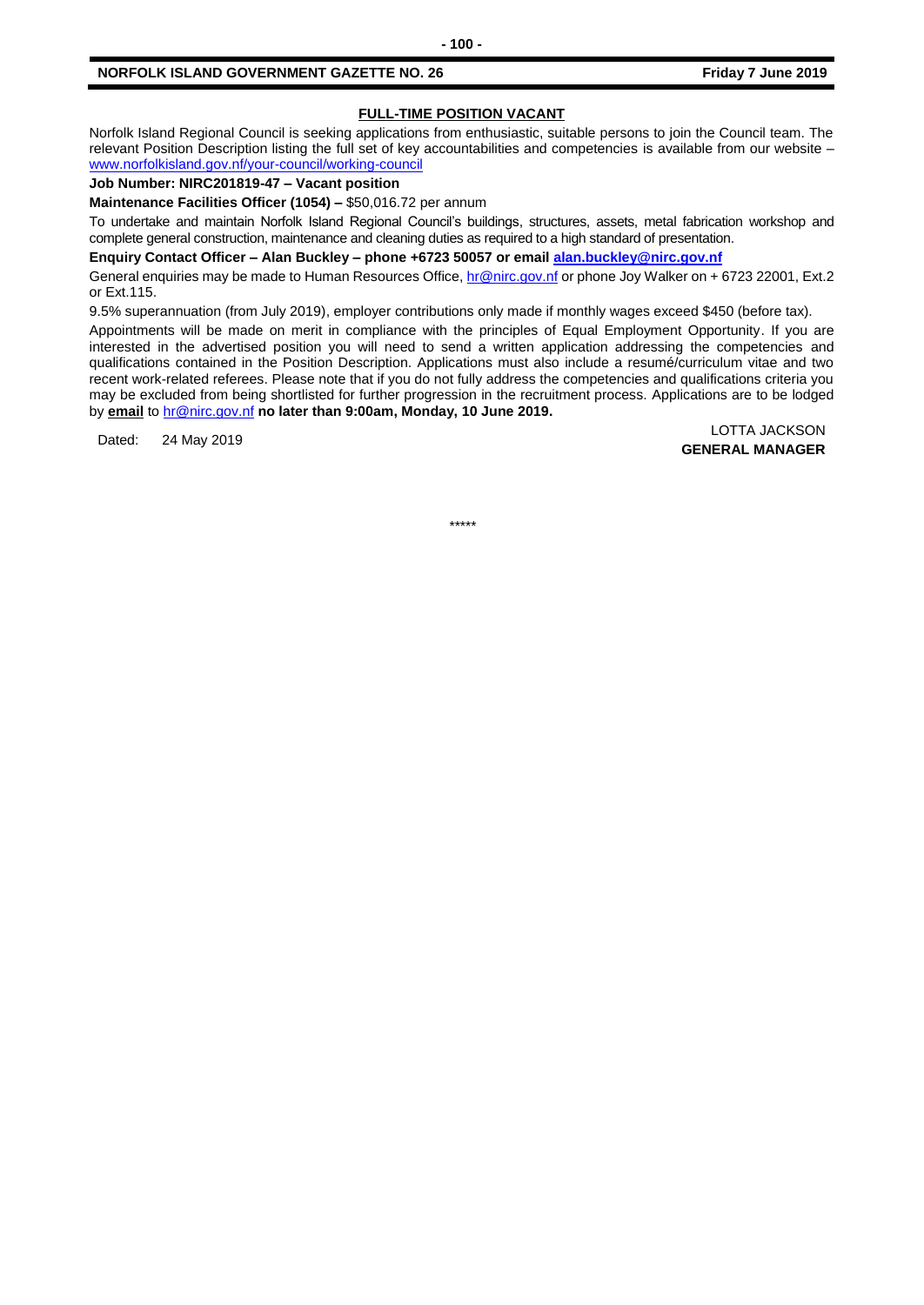## FULL-TIME POSITION VACANT

Norfolk Island Regional Council is seeking applications from enthusiastic, suitable persons to join the Council team. The relevant Position Description listing the full set of key accountabilities and competencies is available from our website – www.norfolkisland.gov.nf/your-council/working-council

**Job Number: NIRC201819-47 – Vacant position**

**Maintenance Facilities Officer (1054) –** $50,016.72 per annum

To undertake and maintain Norfolk Island Regional Council's buildings, structures, assets, metal fabrication workshop and complete general construction, maintenance and cleaning duties as required to a high standard of presentation.

**Enquiry Contact Officer – Alan Buckley – phone +6723 50057 or email alan.buckley@nirc.gov.nf**

General enquiries may be made to Human Resources Office, hr@nirc.gov.nf or phone Joy Walker on + 6723 22001, Ext.2 or Ext.115.

9.5% superannuation (from July 2019), employer contributions only made if monthly wages exceed $450 (before tax).

Appointments will be made on merit in compliance with the principles of Equal Employment Opportunity. If you are interested in the advertised position you will need to send a written application addressing the competencies and qualifications contained in the Position Description. Applications must also include a resumé/curriculum vitae and two recent work-related referees. Please note that if you do not fully address the competencies and qualifications criteria you may be excluded from being shortlisted for further progression in the recruitment process. Applications are to be lodged by **email** to hr@nirc.gov.nf **no later than 9:00am, Monday, 10 June 2019.**

Dated: 24 May 2019

LOTTA JACKSON
**GENERAL MANAGER**

*****